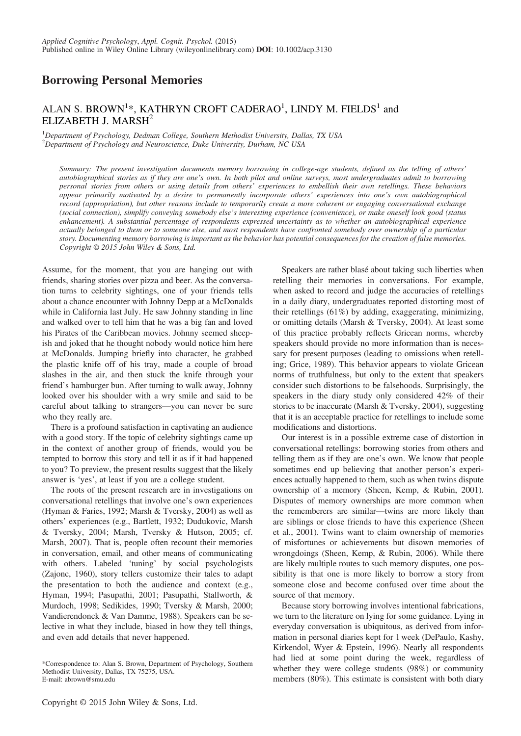# Borrowing Personal Memories

ALAN S. BROWN[1]*, KATHRYN CROFT CADERAO[1], LINDY M. FIELDS[1] and ELIZABETH J. MARSH[2]

[1]Department of Psychology, Dedman College, Southern Methodist University, Dallas, TX USA
[2]Department of Psychology and Neuroscience, Duke University, Durham, NC USA

*Summary: The present investigation documents memory borrowing in college-age students, defined as the telling of others' autobiographical stories as if they are one's own. In both pilot and online surveys, most undergraduates admit to borrowing personal stories from others or using details from others' experiences to embellish their own retellings. These behaviors appear primarily motivated by a desire to permanently incorporate others' experiences into one's own autobiographical record (appropriation), but other reasons include to temporarily create a more coherent or engaging conversational exchange (social connection), simplify conveying somebody else's interesting experience (convenience), or make oneself look good (status enhancement). A substantial percentage of respondents expressed uncertainty as to whether an autobiographical experience actually belonged to them or to someone else, and most respondents have confronted somebody over ownership of a particular story. Documenting memory borrowing is important as the behavior has potential consequences for the creation of false memories. Copyright © 2015 John Wiley & Sons, Ltd.*

Assume, for the moment, that you are hanging out with friends, sharing stories over pizza and beer. As the conversation turns to celebrity sightings, one of your friends tells about a chance encounter with Johnny Depp at a McDonalds while in California last July. He saw Johnny standing in line and walked over to tell him that he was a big fan and loved his Pirates of the Caribbean movies. Johnny seemed sheepish and joked that he thought nobody would notice him here at McDonalds. Jumping briefly into character, he grabbed the plastic knife off of his tray, made a couple of broad slashes in the air, and then stuck the knife through your friend's hamburger bun. After turning to walk away, Johnny looked over his shoulder with a wry smile and said to be careful about talking to strangers—you can never be sure who they really are.

There is a profound satisfaction in captivating an audience with a good story. If the topic of celebrity sightings came up in the context of another group of friends, would you be tempted to borrow this story and tell it as if it had happened to you? To preview, the present results suggest that the likely answer is 'yes', at least if you are a college student.

The roots of the present research are in investigations on conversational retellings that involve one's own experiences (Hyman & Faries, 1992; Marsh & Tversky, 2004) as well as others' experiences (e.g., Bartlett, 1932; Dudukovic, Marsh & Tversky, 2004; Marsh, Tversky & Hutson, 2005; cf. Marsh, 2007). That is, people often recount their memories in conversation, email, and other means of communicating with others. Labeled 'tuning' by social psychologists (Zajonc, 1960), story tellers customize their tales to adapt the presentation to both the audience and context (e.g., Hyman, 1994; Pasupathi, 2001; Pasupathi, Stallworth, & Murdoch, 1998; Sedikides, 1990; Tversky & Marsh, 2000; Vandierendonck & Van Damme, 1988). Speakers can be selective in what they include, biased in how they tell things, and even add details that never happened.

Speakers are rather blasé about taking such liberties when retelling their memories in conversations. For example, when asked to record and judge the accuracies of retellings in a daily diary, undergraduates reported distorting most of their retellings (61%) by adding, exaggerating, minimizing, or omitting details (Marsh & Tversky, 2004). At least some of this practice probably reflects Gricean norms, whereby speakers should provide no more information than is necessary for present purposes (leading to omissions when retelling; Grice, 1989). This behavior appears to violate Gricean norms of truthfulness, but only to the extent that speakers consider such distortions to be falsehoods. Surprisingly, the speakers in the diary study only considered 42% of their stories to be inaccurate (Marsh & Tversky, 2004), suggesting that it is an acceptable practice for retellings to include some modifications and distortions.

Our interest is in a possible extreme case of distortion in conversational retellings: borrowing stories from others and telling them as if they are one's own. We know that people sometimes end up believing that another person's experiences actually happened to them, such as when twins dispute ownership of a memory (Sheen, Kemp, & Rubin, 2001). Disputes of memory ownerships are more common when the rememberers are similar—twins are more likely than are siblings or close friends to have this experience (Sheen et al., 2001). Twins want to claim ownership of memories of misfortunes or achievements but disown memories of wrongdoings (Sheen, Kemp, & Rubin, 2006). While there are likely multiple routes to such memory disputes, one possibility is that one is more likely to borrow a story from someone close and become confused over time about the source of that memory.

Because story borrowing involves intentional fabrications, we turn to the literature on lying for some guidance. Lying in everyday conversation is ubiquitous, as derived from information in personal diaries kept for 1 week (DePaulo, Kashy, Kirkendol, Wyer & Epstein, 1996). Nearly all respondents had lied at some point during the week, regardless of whether they were college students (98%) or community members (80%). This estimate is consistent with both diary

*Correspondence to: Alan S. Brown, Department of Psychology, Southern Methodist University, Dallas, TX 75275, USA.
E-mail: abrown@smu.edu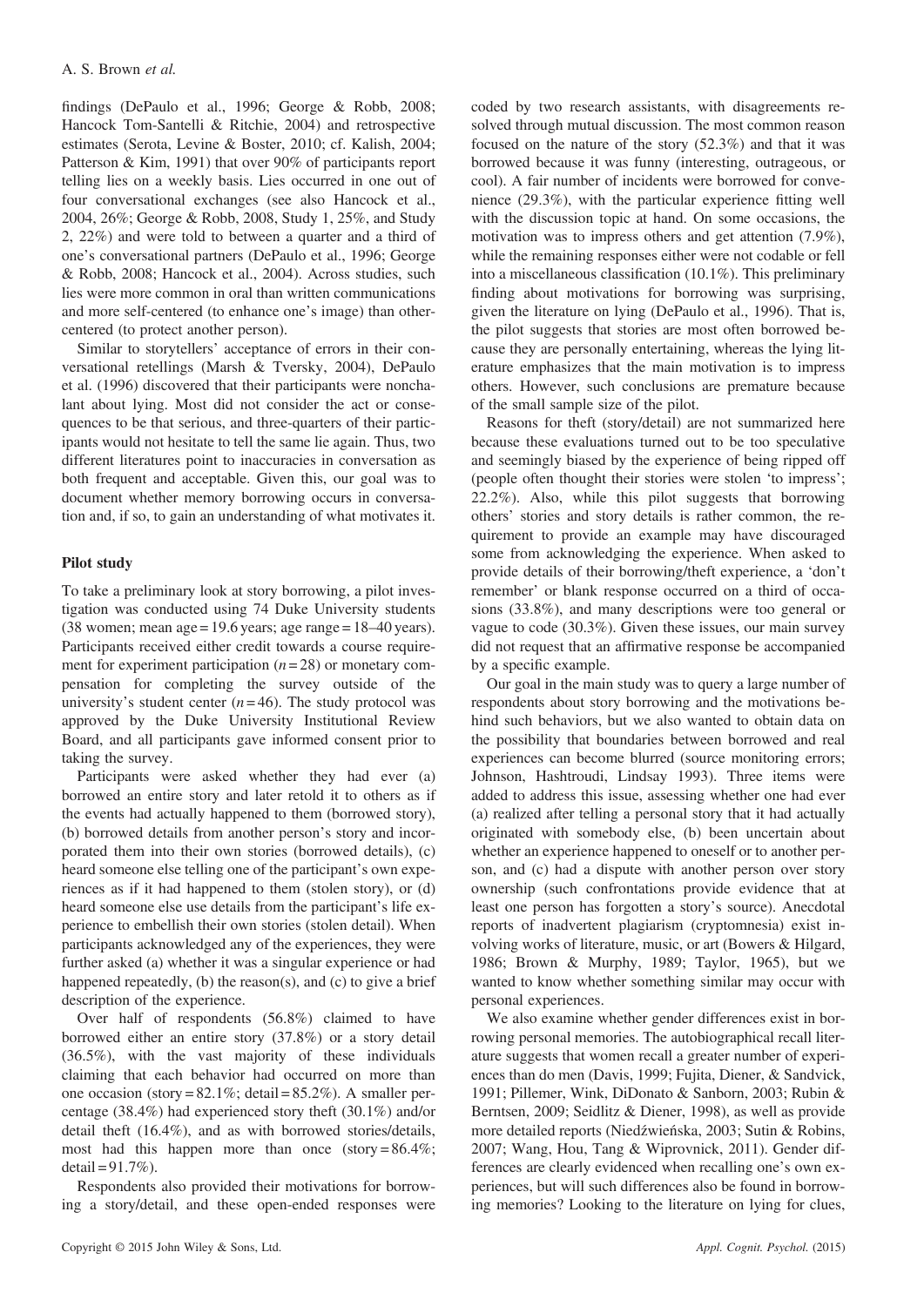findings (DePaulo et al., 1996; George & Robb, 2008; Hancock Tom-Santelli & Ritchie, 2004) and retrospective estimates (Serota, Levine & Boster, 2010; cf. Kalish, 2004; Patterson & Kim, 1991) that over 90% of participants report telling lies on a weekly basis. Lies occurred in one out of four conversational exchanges (see also Hancock et al., 2004, 26%; George & Robb, 2008, Study 1, 25%, and Study 2, 22%) and were told to between a quarter and a third of one's conversational partners (DePaulo et al., 1996; George & Robb, 2008; Hancock et al., 2004). Across studies, such lies were more common in oral than written communications and more self-centered (to enhance one's image) than other-centered (to protect another person).

Similar to storytellers' acceptance of errors in their conversational retellings (Marsh & Tversky, 2004), DePaulo et al. (1996) discovered that their participants were nonchalant about lying. Most did not consider the act or consequences to be that serious, and three-quarters of their participants would not hesitate to tell the same lie again. Thus, two different literatures point to inaccuracies in conversation as both frequent and acceptable. Given this, our goal was to document whether memory borrowing occurs in conversation and, if so, to gain an understanding of what motivates it.

## Pilot study

To take a preliminary look at story borrowing, a pilot investigation was conducted using 74 Duke University students (38 women; mean age = 19.6 years; age range = 18–40 years). Participants received either credit towards a course requirement for experiment participation ($n = 28$) or monetary compensation for completing the survey outside of the university's student center ($n = 46$). The study protocol was approved by the Duke University Institutional Review Board, and all participants gave informed consent prior to taking the survey.

Participants were asked whether they had ever (a) borrowed an entire story and later retold it to others as if the events had actually happened to them (borrowed story), (b) borrowed details from another person's story and incorporated them into their own stories (borrowed details), (c) heard someone else telling one of the participant's own experiences as if it had happened to them (stolen story), or (d) heard someone else use details from the participant's life experience to embellish their own stories (stolen detail). When participants acknowledged any of the experiences, they were further asked (a) whether it was a singular experience or had happened repeatedly, (b) the reason(s), and (c) to give a brief description of the experience.

Over half of respondents (56.8%) claimed to have borrowed either an entire story (37.8%) or a story detail (36.5%), with the vast majority of these individuals claiming that each behavior had occurred on more than one occasion (story = 82.1%; detail = 85.2%). A smaller percentage (38.4%) had experienced story theft (30.1%) and/or detail theft (16.4%), and as with borrowed stories/details, most had this happen more than once (story = 86.4%; detail = 91.7%).

Respondents also provided their motivations for borrowing a story/detail, and these open-ended responses were coded by two research assistants, with disagreements resolved through mutual discussion. The most common reason focused on the nature of the story (52.3%) and that it was borrowed because it was funny (interesting, outrageous, or cool). A fair number of incidents were borrowed for convenience (29.3%), with the particular experience fitting well with the discussion topic at hand. On some occasions, the motivation was to impress others and get attention (7.9%), while the remaining responses either were not codable or fell into a miscellaneous classification (10.1%). This preliminary finding about motivations for borrowing was surprising, given the literature on lying (DePaulo et al., 1996). That is, the pilot suggests that stories are most often borrowed because they are personally entertaining, whereas the lying literature emphasizes that the main motivation is to impress others. However, such conclusions are premature because of the small sample size of the pilot.

Reasons for theft (story/detail) are not summarized here because these evaluations turned out to be too speculative and seemingly biased by the experience of being ripped off (people often thought their stories were stolen 'to impress'; 22.2%). Also, while this pilot suggests that borrowing others' stories and story details is rather common, the requirement to provide an example may have discouraged some from acknowledging the experience. When asked to provide details of their borrowing/theft experience, a 'don't remember' or blank response occurred on a third of occasions (33.8%), and many descriptions were too general or vague to code (30.3%). Given these issues, our main survey did not request that an affirmative response be accompanied by a specific example.

Our goal in the main study was to query a large number of respondents about story borrowing and the motivations behind such behaviors, but we also wanted to obtain data on the possibility that boundaries between borrowed and real experiences can become blurred (source monitoring errors; Johnson, Hashtroudi, Lindsay 1993). Three items were added to address this issue, assessing whether one had ever (a) realized after telling a personal story that it had actually originated with somebody else, (b) been uncertain about whether an experience happened to oneself or to another person, and (c) had a dispute with another person over story ownership (such confrontations provide evidence that at least one person has forgotten a story's source). Anecdotal reports of inadvertent plagiarism (cryptomnesia) exist involving works of literature, music, or art (Bowers & Hilgard, 1986; Brown & Murphy, 1989; Taylor, 1965), but we wanted to know whether something similar may occur with personal experiences.

We also examine whether gender differences exist in borrowing personal memories. The autobiographical recall literature suggests that women recall a greater number of experiences than do men (Davis, 1999; Fujita, Diener, & Sandvick, 1991; Pillemer, Wink, DiDonato & Sanborn, 2003; Rubin & Berntsen, 2009; Seidlitz & Diener, 1998), as well as provide more detailed reports (Niedźwieńska, 2003; Sutin & Robins, 2007; Wang, Hou, Tang & Wiprovnick, 2011). Gender differences are clearly evidenced when recalling one's own experiences, but will such differences also be found in borrowing memories? Looking to the literature on lying for clues,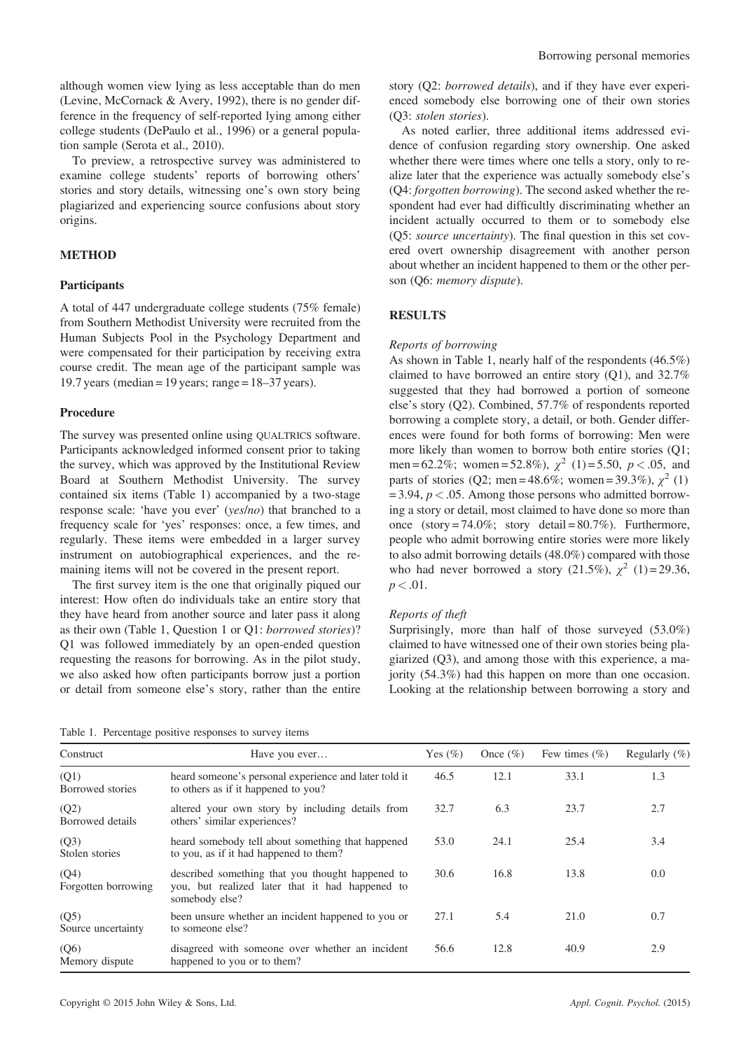although women view lying as less acceptable than do men (Levine, McCornack & Avery, 1992), there is no gender difference in the frequency of self-reported lying among either college students (DePaulo et al., 1996) or a general population sample (Serota et al., 2010).

To preview, a retrospective survey was administered to examine college students' reports of borrowing others' stories and story details, witnessing one's own story being plagiarized and experiencing source confusions about story origins.

## METHOD

### Participants

A total of 447 undergraduate college students (75% female) from Southern Methodist University were recruited from the Human Subjects Pool in the Psychology Department and were compensated for their participation by receiving extra course credit. The mean age of the participant sample was 19.7 years (median = 19 years; range = 18–37 years).

### Procedure

The survey was presented online using QUALTRICS software. Participants acknowledged informed consent prior to taking the survey, which was approved by the Institutional Review Board at Southern Methodist University. The survey contained six items (Table 1) accompanied by a two-stage response scale: 'have you ever' (*yes*/*no*) that branched to a frequency scale for 'yes' responses: once, a few times, and regularly. These items were embedded in a larger survey instrument on autobiographical experiences, and the remaining items will not be covered in the present report.

The first survey item is the one that originally piqued our interest: How often do individuals take an entire story that they have heard from another source and later pass it along as their own (Table 1, Question 1 or Q1: *borrowed stories*)? Q1 was followed immediately by an open-ended question requesting the reasons for borrowing. As in the pilot study, we also asked how often participants borrow just a portion or detail from someone else's story, rather than the entire story (Q2: *borrowed details*), and if they have ever experienced somebody else borrowing one of their own stories (Q3: *stolen stories*).

As noted earlier, three additional items addressed evidence of confusion regarding story ownership. One asked whether there were times where one tells a story, only to realize later that the experience was actually somebody else's (Q4: *forgotten borrowing*). The second asked whether the respondent had ever had difficultly discriminating whether an incident actually occurred to them or to somebody else (Q5: *source uncertainty*). The final question in this set covered overt ownership disagreement with another person about whether an incident happened to them or the other person (Q6: *memory dispute*).

## RESULTS

### *Reports of borrowing*

As shown in Table 1, nearly half of the respondents (46.5%) claimed to have borrowed an entire story (Q1), and 32.7% suggested that they had borrowed a portion of someone else's story (Q2). Combined, 57.7% of respondents reported borrowing a complete story, a detail, or both. Gender differences were found for both forms of borrowing: Men were more likely than women to borrow both entire stories (Q1; men = 62.2%; women = 52.8%), $\chi^2$ (1) = 5.50, $p < .05$, and parts of stories (Q2; men = 48.6%; women = 39.3%), $\chi^2$ (1) = 3.94, $p < .05$. Among those persons who admitted borrowing a story or detail, most claimed to have done so more than once (story = 74.0%; story detail = 80.7%). Furthermore, people who admit borrowing entire stories were more likely to also admit borrowing details (48.0%) compared with those who had never borrowed a story (21.5%), $\chi^2$ (1) = 29.36, $p < .01$.

### *Reports of theft*

Surprisingly, more than half of those surveyed (53.0%) claimed to have witnessed one of their own stories being plagiarized (Q3), and among those with this experience, a majority (54.3%) had this happen on more than one occasion. Looking at the relationship between borrowing a story and

Table 1. Percentage positive responses to survey items

| Construct | Have you ever… | Yes (%) | Once (%) | Few times (%) | Regularly (%) |
|---|---|---|---|---|---|
| (Q1) Borrowed stories | heard someone's personal experience and later told it to others as if it happened to you? | 46.5 | 12.1 | 33.1 | 1.3 |
| (Q2) Borrowed details | altered your own story by including details from others' similar experiences? | 32.7 | 6.3 | 23.7 | 2.7 |
| (Q3) Stolen stories | heard somebody tell about something that happened to you, as if it had happened to them? | 53.0 | 24.1 | 25.4 | 3.4 |
| (Q4) Forgotten borrowing | described something that you thought happened to you, but realized later that it had happened to somebody else? | 30.6 | 16.8 | 13.8 | 0.0 |
| (Q5) Source uncertainty | been unsure whether an incident happened to you or to someone else? | 27.1 | 5.4 | 21.0 | 0.7 |
| (Q6) Memory dispute | disagreed with someone over whether an incident happened to you or to them? | 56.6 | 12.8 | 40.9 | 2.9 |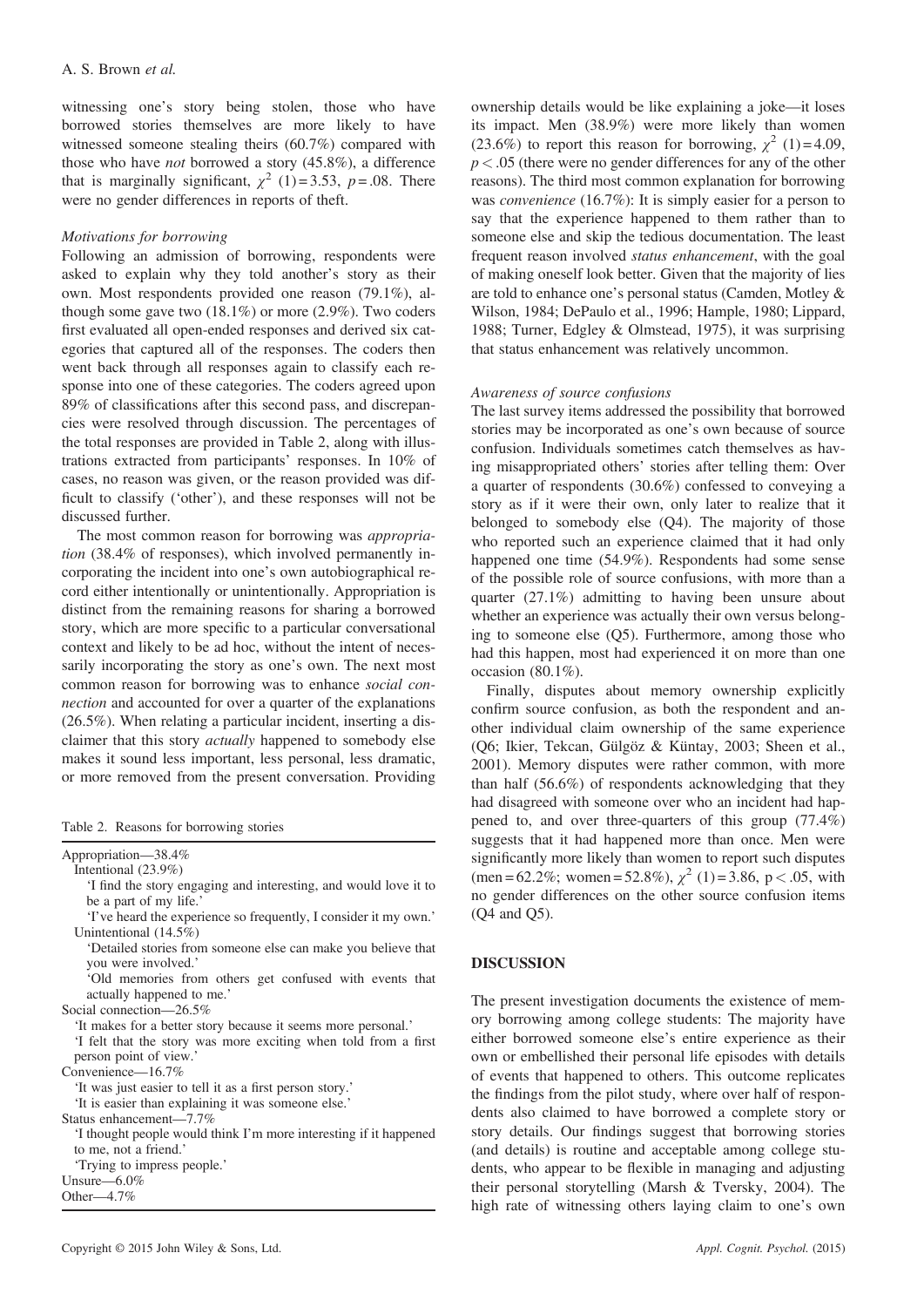witnessing one's story being stolen, those who have borrowed stories themselves are more likely to have witnessed someone stealing theirs (60.7%) compared with those who have *not* borrowed a story (45.8%), a difference that is marginally significant, $\chi^2$ (1) = 3.53, $p$ = .08. There were no gender differences in reports of theft.

### *Motivations for borrowing*

Following an admission of borrowing, respondents were asked to explain why they told another's story as their own. Most respondents provided one reason (79.1%), although some gave two (18.1%) or more (2.9%). Two coders first evaluated all open-ended responses and derived six categories that captured all of the responses. The coders then went back through all responses again to classify each response into one of these categories. The coders agreed upon 89% of classifications after this second pass, and discrepancies were resolved through discussion. The percentages of the total responses are provided in Table 2, along with illustrations extracted from participants' responses. In 10% of cases, no reason was given, or the reason provided was difficult to classify ('other'), and these responses will not be discussed further.

The most common reason for borrowing was *appropriation* (38.4% of responses), which involved permanently incorporating the incident into one's own autobiographical record either intentionally or unintentionally. Appropriation is distinct from the remaining reasons for sharing a borrowed story, which are more specific to a particular conversational context and likely to be ad hoc, without the intent of necessarily incorporating the story as one's own. The next most common reason for borrowing was to enhance *social connection* and accounted for over a quarter of the explanations (26.5%). When relating a particular incident, inserting a disclaimer that this story *actually* happened to somebody else makes it sound less important, less personal, less dramatic, or more removed from the present conversation. Providing ownership details would be like explaining a joke—it loses its impact. Men (38.9%) were more likely than women (23.6%) to report this reason for borrowing, $\chi^2$ (1) = 4.09, $p < .05$ (there were no gender differences for any of the other reasons). The third most common explanation for borrowing was *convenience* (16.7%): It is simply easier for a person to say that the experience happened to them rather than to someone else and skip the tedious documentation. The least frequent reason involved *status enhancement*, with the goal of making oneself look better. Given that the majority of lies are told to enhance one's personal status (Camden, Motley & Wilson, 1984; DePaulo et al., 1996; Hample, 1980; Lippard, 1988; Turner, Edgley & Olmstead, 1975), it was surprising that status enhancement was relatively uncommon.

Table 2. Reasons for borrowing stories

| |
|---|
| Appropriation—38.4% |
| Intentional (23.9%) |
| 'I find the story engaging and interesting, and would love it to be a part of my life.' |
| 'I've heard the experience so frequently, I consider it my own.' |
| Unintentional (14.5%) |
| 'Detailed stories from someone else can make you believe that you were involved.' |
| 'Old memories from others get confused with events that actually happened to me.' |
| Social connection—26.5% |
| 'It makes for a better story because it seems more personal.' |
| 'I felt that the story was more exciting when told from a first person point of view.' |
| Convenience—16.7% |
| 'It was just easier to tell it as a first person story.' |
| 'It is easier than explaining it was someone else.' |
| Status enhancement—7.7% |
| 'I thought people would think I'm more interesting if it happened to me, not a friend.' |
| 'Trying to impress people.' |
| Unsure—6.0% |
| Other—4.7% |

### *Awareness of source confusions*

The last survey items addressed the possibility that borrowed stories may be incorporated as one's own because of source confusion. Individuals sometimes catch themselves as having misappropriated others' stories after telling them: Over a quarter of respondents (30.6%) confessed to conveying a story as if it were their own, only later to realize that it belonged to somebody else (Q4). The majority of those who reported such an experience claimed that it had only happened one time (54.9%). Respondents had some sense of the possible role of source confusions, with more than a quarter (27.1%) admitting to having been unsure about whether an experience was actually their own versus belonging to someone else (Q5). Furthermore, among those who had this happen, most had experienced it on more than one occasion (80.1%).

Finally, disputes about memory ownership explicitly confirm source confusion, as both the respondent and another individual claim ownership of the same experience (Q6; Ikier, Tekcan, Gülgöz & Küntay, 2003; Sheen et al., 2001). Memory disputes were rather common, with more than half (56.6%) of respondents acknowledging that they had disagreed with someone over who an incident had happened to, and over three-quarters of this group (77.4%) suggests that it had happened more than once. Men were significantly more likely than women to report such disputes (men = 62.2%; women = 52.8%), $\chi^2$ (1) = 3.86, $p < .05$, with no gender differences on the other source confusion items (Q4 and Q5).

## DISCUSSION

The present investigation documents the existence of memory borrowing among college students: The majority have either borrowed someone else's entire experience as their own or embellished their personal life episodes with details of events that happened to others. This outcome replicates the findings from the pilot study, where over half of respondents also claimed to have borrowed a complete story or story details. Our findings suggest that borrowing stories (and details) is routine and acceptable among college students, who appear to be flexible in managing and adjusting their personal storytelling (Marsh & Tversky, 2004). The high rate of witnessing others laying claim to one's own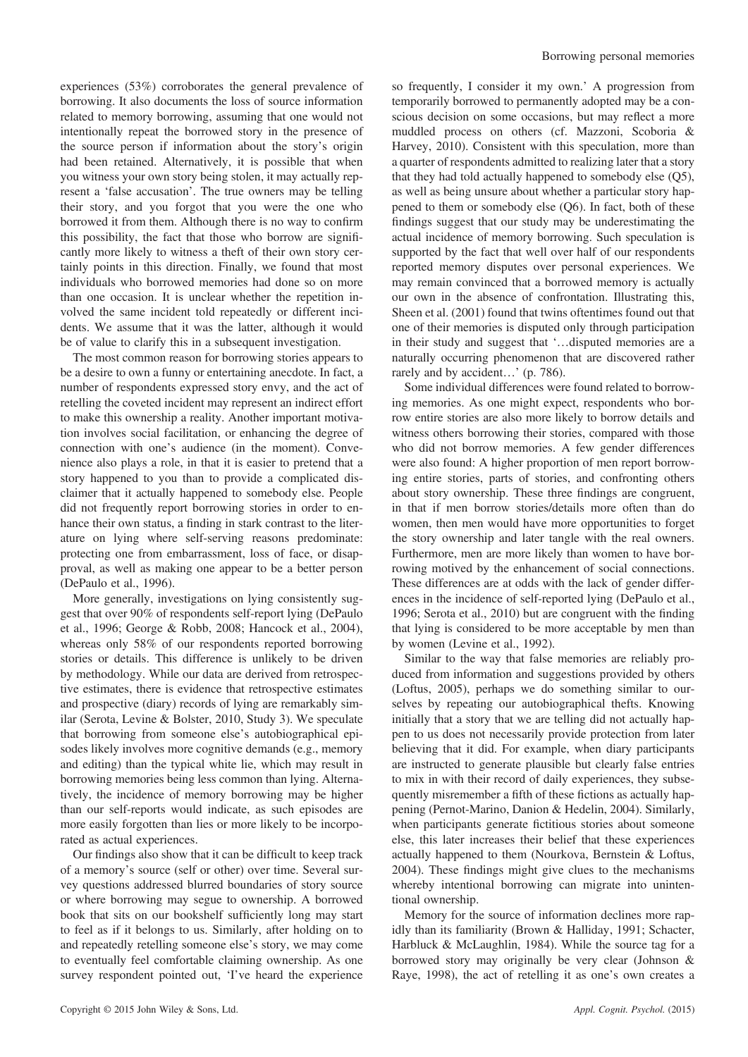experiences (53%) corroborates the general prevalence of borrowing. It also documents the loss of source information related to memory borrowing, assuming that one would not intentionally repeat the borrowed story in the presence of the source person if information about the story's origin had been retained. Alternatively, it is possible that when you witness your own story being stolen, it may actually represent a 'false accusation'. The true owners may be telling their story, and you forgot that you were the one who borrowed it from them. Although there is no way to confirm this possibility, the fact that those who borrow are significantly more likely to witness a theft of their own story certainly points in this direction. Finally, we found that most individuals who borrowed memories had done so on more than one occasion. It is unclear whether the repetition involved the same incident told repeatedly or different incidents. We assume that it was the latter, although it would be of value to clarify this in a subsequent investigation.

The most common reason for borrowing stories appears to be a desire to own a funny or entertaining anecdote. In fact, a number of respondents expressed story envy, and the act of retelling the coveted incident may represent an indirect effort to make this ownership a reality. Another important motivation involves social facilitation, or enhancing the degree of connection with one's audience (in the moment). Convenience also plays a role, in that it is easier to pretend that a story happened to you than to provide a complicated disclaimer that it actually happened to somebody else. People did not frequently report borrowing stories in order to enhance their own status, a finding in stark contrast to the literature on lying where self-serving reasons predominate: protecting one from embarrassment, loss of face, or disapproval, as well as making one appear to be a better person (DePaulo et al., 1996).

More generally, investigations on lying consistently suggest that over 90% of respondents self-report lying (DePaulo et al., 1996; George & Robb, 2008; Hancock et al., 2004), whereas only 58% of our respondents reported borrowing stories or details. This difference is unlikely to be driven by methodology. While our data are derived from retrospective estimates, there is evidence that retrospective estimates and prospective (diary) records of lying are remarkably similar (Serota, Levine & Bolster, 2010, Study 3). We speculate that borrowing from someone else's autobiographical episodes likely involves more cognitive demands (e.g., memory and editing) than the typical white lie, which may result in borrowing memories being less common than lying. Alternatively, the incidence of memory borrowing may be higher than our self-reports would indicate, as such episodes are more easily forgotten than lies or more likely to be incorporated as actual experiences.

Our findings also show that it can be difficult to keep track of a memory's source (self or other) over time. Several survey questions addressed blurred boundaries of story source or where borrowing may segue to ownership. A borrowed book that sits on our bookshelf sufficiently long may start to feel as if it belongs to us. Similarly, after holding on to and repeatedly retelling someone else's story, we may come to eventually feel comfortable claiming ownership. As one survey respondent pointed out, 'I've heard the experience so frequently, I consider it my own.' A progression from temporarily borrowed to permanently adopted may be a conscious decision on some occasions, but may reflect a more muddled process on others (cf. Mazzoni, Scoboria & Harvey, 2010). Consistent with this speculation, more than a quarter of respondents admitted to realizing later that a story that they had told actually happened to somebody else (Q5), as well as being unsure about whether a particular story happened to them or somebody else (Q6). In fact, both of these findings suggest that our study may be underestimating the actual incidence of memory borrowing. Such speculation is supported by the fact that well over half of our respondents reported memory disputes over personal experiences. We may remain convinced that a borrowed memory is actually our own in the absence of confrontation. Illustrating this, Sheen et al. (2001) found that twins oftentimes found out that one of their memories is disputed only through participation in their study and suggest that '…disputed memories are a naturally occurring phenomenon that are discovered rather rarely and by accident…' (p. 786).

Some individual differences were found related to borrowing memories. As one might expect, respondents who borrow entire stories are also more likely to borrow details and witness others borrowing their stories, compared with those who did not borrow memories. A few gender differences were also found: A higher proportion of men report borrowing entire stories, parts of stories, and confronting others about story ownership. These three findings are congruent, in that if men borrow stories/details more often than do women, then men would have more opportunities to forget the story ownership and later tangle with the real owners. Furthermore, men are more likely than women to have borrowing motivated by the enhancement of social connections. These differences are at odds with the lack of gender differences in the incidence of self-reported lying (DePaulo et al., 1996; Serota et al., 2010) but are congruent with the finding that lying is considered to be more acceptable by men than by women (Levine et al., 1992).

Similar to the way that false memories are reliably produced from information and suggestions provided by others (Loftus, 2005), perhaps we do something similar to ourselves by repeating our autobiographical thefts. Knowing initially that a story that we are telling did not actually happen to us does not necessarily provide protection from later believing that it did. For example, when diary participants are instructed to generate plausible but clearly false entries to mix in with their record of daily experiences, they subsequently misremember a fifth of these fictions as actually happening (Pernot-Marino, Danion & Hedelin, 2004). Similarly, when participants generate fictitious stories about someone else, this later increases their belief that these experiences actually happened to them (Nourkova, Bernstein & Loftus, 2004). These findings might give clues to the mechanisms whereby intentional borrowing can migrate into unintentional ownership.

Memory for the source of information declines more rapidly than its familiarity (Brown & Halliday, 1991; Schacter, Harbluck & McLaughlin, 1984). While the source tag for a borrowed story may originally be very clear (Johnson & Raye, 1998), the act of retelling it as one's own creates a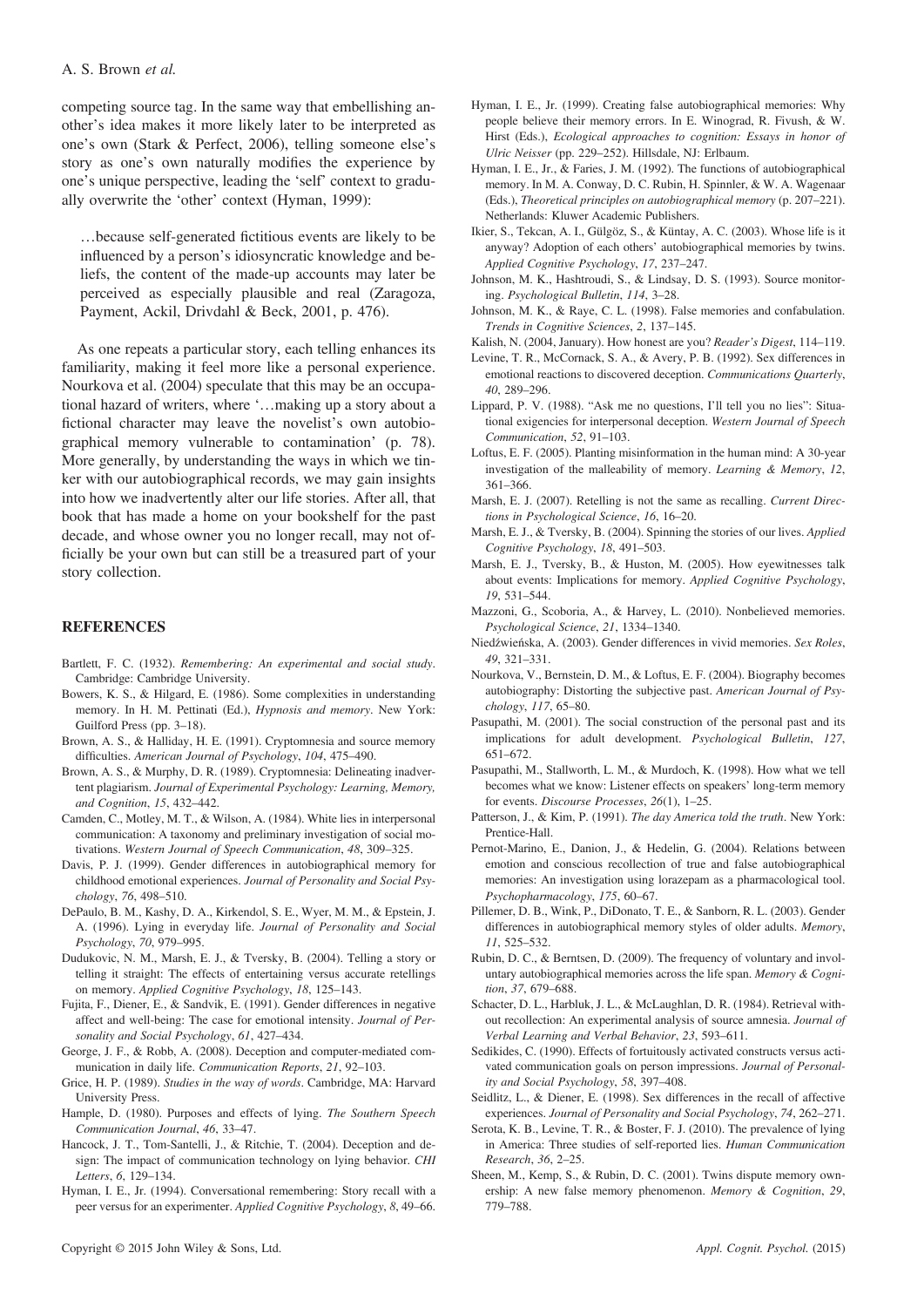competing source tag. In the same way that embellishing another's idea makes it more likely later to be interpreted as one's own (Stark & Perfect, 2006), telling someone else's story as one's own naturally modifies the experience by one's unique perspective, leading the 'self' context to gradually overwrite the 'other' context (Hyman, 1999):

> …because self-generated fictitious events are likely to be influenced by a person's idiosyncratic knowledge and beliefs, the content of the made-up accounts may later be perceived as especially plausible and real (Zaragoza, Payment, Ackil, Drivdahl & Beck, 2001, p. 476).

As one repeats a particular story, each telling enhances its familiarity, making it feel more like a personal experience. Nourkova et al. (2004) speculate that this may be an occupational hazard of writers, where '…making up a story about a fictional character may leave the novelist's own autobiographical memory vulnerable to contamination' (p. 78). More generally, by understanding the ways in which we tinker with our autobiographical records, we may gain insights into how we inadvertently alter our life stories. After all, that book that has made a home on your bookshelf for the past decade, and whose owner you no longer recall, may not officially be your own but can still be a treasured part of your story collection.

## REFERENCES

Bartlett, F. C. (1932). *Remembering: An experimental and social study*. Cambridge: Cambridge University.

Bowers, K. S., & Hilgard, E. (1986). Some complexities in understanding memory. In H. M. Pettinati (Ed.), *Hypnosis and memory*. New York: Guilford Press (pp. 3–18).

Brown, A. S., & Halliday, H. E. (1991). Cryptomnesia and source memory difficulties. *American Journal of Psychology*, *104*, 475–490.

Brown, A. S., & Murphy, D. R. (1989). Cryptomnesia: Delineating inadvertent plagiarism. *Journal of Experimental Psychology: Learning, Memory, and Cognition*, *15*, 432–442.

Camden, C., Motley, M. T., & Wilson, A. (1984). White lies in interpersonal communication: A taxonomy and preliminary investigation of social motivations. *Western Journal of Speech Communication*, *48*, 309–325.

Davis, P. J. (1999). Gender differences in autobiographical memory for childhood emotional experiences. *Journal of Personality and Social Psychology*, *76*, 498–510.

DePaulo, B. M., Kashy, D. A., Kirkendol, S. E., Wyer, M. M., & Epstein, J. A. (1996). Lying in everyday life. *Journal of Personality and Social Psychology*, *70*, 979–995.

Dudukovic, N. M., Marsh, E. J., & Tversky, B. (2004). Telling a story or telling it straight: The effects of entertaining versus accurate retellings on memory. *Applied Cognitive Psychology*, *18*, 125–143.

Fujita, F., Diener, E., & Sandvik, E. (1991). Gender differences in negative affect and well-being: The case for emotional intensity. *Journal of Personality and Social Psychology*, *61*, 427–434.

George, J. F., & Robb, A. (2008). Deception and computer-mediated communication in daily life. *Communication Reports*, *21*, 92–103.

Grice, H. P. (1989). *Studies in the way of words*. Cambridge, MA: Harvard University Press.

Hample, D. (1980). Purposes and effects of lying. *The Southern Speech Communication Journal*, *46*, 33–47.

Hancock, J. T., Tom-Santelli, J., & Ritchie, T. (2004). Deception and design: The impact of communication technology on lying behavior. *CHI Letters*, *6*, 129–134.

Hyman, I. E., Jr. (1994). Conversational remembering: Story recall with a peer versus for an experimenter. *Applied Cognitive Psychology*, *8*, 49–66.

Hyman, I. E., Jr. (1999). Creating false autobiographical memories: Why people believe their memory errors. In E. Winograd, R. Fivush, & W. Hirst (Eds.), *Ecological approaches to cognition: Essays in honor of Ulric Neisser* (pp. 229–252). Hillsdale, NJ: Erlbaum.

Hyman, I. E., Jr., & Faries, J. M. (1992). The functions of autobiographical memory. In M. A. Conway, D. C. Rubin, H. Spinnler, & W. A. Wagenaar (Eds.), *Theoretical principles on autobiographical memory* (p. 207–221). Netherlands: Kluwer Academic Publishers.

Ikier, S., Tekcan, A. I., Gülgöz, S., & Küntay, A. C. (2003). Whose life is it anyway? Adoption of each others' autobiographical memories by twins. *Applied Cognitive Psychology*, *17*, 237–247.

Johnson, M. K., Hashtroudi, S., & Lindsay, D. S. (1993). Source monitoring. *Psychological Bulletin*, *114*, 3–28.

Johnson, M. K., & Raye, C. L. (1998). False memories and confabulation. *Trends in Cognitive Sciences*, *2*, 137–145.

Kalish, N. (2004, January). How honest are you? *Reader's Digest*, 114–119.

Levine, T. R., McCornack, S. A., & Avery, P. B. (1992). Sex differences in emotional reactions to discovered deception. *Communications Quarterly*, *40*, 289–296.

Lippard, P. V. (1988). "Ask me no questions, I'll tell you no lies": Situational exigencies for interpersonal deception. *Western Journal of Speech Communication*, *52*, 91–103.

Loftus, E. F. (2005). Planting misinformation in the human mind: A 30-year investigation of the malleability of memory. *Learning & Memory*, *12*, 361–366.

Marsh, E. J. (2007). Retelling is not the same as recalling. *Current Directions in Psychological Science*, *16*, 16–20.

Marsh, E. J., & Tversky, B. (2004). Spinning the stories of our lives. *Applied Cognitive Psychology*, *18*, 491–503.

Marsh, E. J., Tversky, B., & Huston, M. (2005). How eyewitnesses talk about events: Implications for memory. *Applied Cognitive Psychology*, *19*, 531–544.

Mazzoni, G., Scoboria, A., & Harvey, L. (2010). Nonbelieved memories. *Psychological Science*, *21*, 1334–1340.

Niedźwieńska, A. (2003). Gender differences in vivid memories. *Sex Roles*, *49*, 321–331.

Nourkova, V., Bernstein, D. M., & Loftus, E. F. (2004). Biography becomes autobiography: Distorting the subjective past. *American Journal of Psychology*, *117*, 65–80.

Pasupathi, M. (2001). The social construction of the personal past and its implications for adult development. *Psychological Bulletin*, *127*, 651–672.

Pasupathi, M., Stallworth, L. M., & Murdoch, K. (1998). How what we tell becomes what we know: Listener effects on speakers' long-term memory for events. *Discourse Processes*, *26*(1), 1–25.

Patterson, J., & Kim, P. (1991). *The day America told the truth*. New York: Prentice-Hall.

Pernot-Marino, E., Danion, J., & Hedelin, G. (2004). Relations between emotion and conscious recollection of true and false autobiographical memories: An investigation using lorazepam as a pharmacological tool. *Psychopharmacology*, *175*, 60–67.

Pillemer, D. B., Wink, P., DiDonato, T. E., & Sanborn, R. L. (2003). Gender differences in autobiographical memory styles of older adults. *Memory*, *11*, 525–532.

Rubin, D. C., & Berntsen, D. (2009). The frequency of voluntary and involuntary autobiographical memories across the life span. *Memory & Cognition*, *37*, 679–688.

Schacter, D. L., Harbluk, J. L., & McLaughlan, D. R. (1984). Retrieval without recollection: An experimental analysis of source amnesia. *Journal of Verbal Learning and Verbal Behavior*, *23*, 593–611.

Sedikides, C. (1990). Effects of fortuitously activated constructs versus activated communication goals on person impressions. *Journal of Personality and Social Psychology*, *58*, 397–408.

Seidlitz, L., & Diener, E. (1998). Sex differences in the recall of affective experiences. *Journal of Personality and Social Psychology*, *74*, 262–271.

Serota, K. B., Levine, T. R., & Boster, F. J. (2010). The prevalence of lying in America: Three studies of self-reported lies. *Human Communication Research*, *36*, 2–25.

Sheen, M., Kemp, S., & Rubin, D. C. (2001). Twins dispute memory ownership: A new false memory phenomenon. *Memory & Cognition*, *29*, 779–788.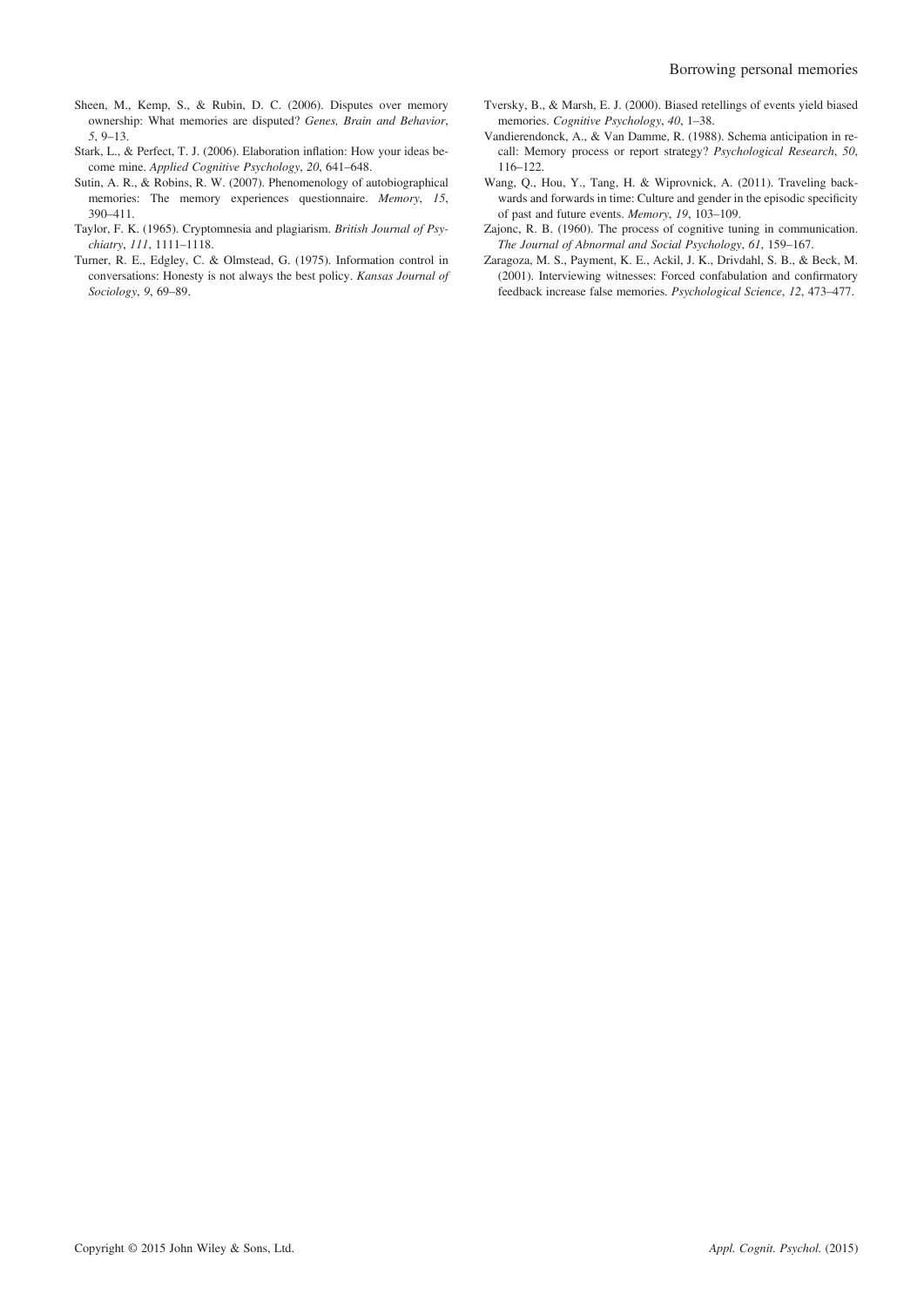Sheen, M., Kemp, S., & Rubin, D. C. (2006). Disputes over memory ownership: What memories are disputed? *Genes, Brain and Behavior*, *5*, 9–13.

Stark, L., & Perfect, T. J. (2006). Elaboration inflation: How your ideas become mine. *Applied Cognitive Psychology*, *20*, 641–648.

Sutin, A. R., & Robins, R. W. (2007). Phenomenology of autobiographical memories: The memory experiences questionnaire. *Memory*, *15*, 390–411.

Taylor, F. K. (1965). Cryptomnesia and plagiarism. *British Journal of Psychiatry*, *111*, 1111–1118.

Turner, R. E., Edgley, C. & Olmstead, G. (1975). Information control in conversations: Honesty is not always the best policy. *Kansas Journal of Sociology*, *9*, 69–89.

Tversky, B., & Marsh, E. J. (2000). Biased retellings of events yield biased memories. *Cognitive Psychology*, *40*, 1–38.

Vandierendonck, A., & Van Damme, R. (1988). Schema anticipation in recall: Memory process or report strategy? *Psychological Research*, *50*, 116–122.

Wang, Q., Hou, Y., Tang, H. & Wiprovnick, A. (2011). Traveling backwards and forwards in time: Culture and gender in the episodic specificity of past and future events. *Memory*, *19*, 103–109.

Zajonc, R. B. (1960). The process of cognitive tuning in communication. *The Journal of Abnormal and Social Psychology*, *61*, 159–167.

Zaragoza, M. S., Payment, K. E., Ackil, J. K., Drivdahl, S. B., & Beck, M. (2001). Interviewing witnesses: Forced confabulation and confirmatory feedback increase false memories. *Psychological Science*, *12*, 473–477.